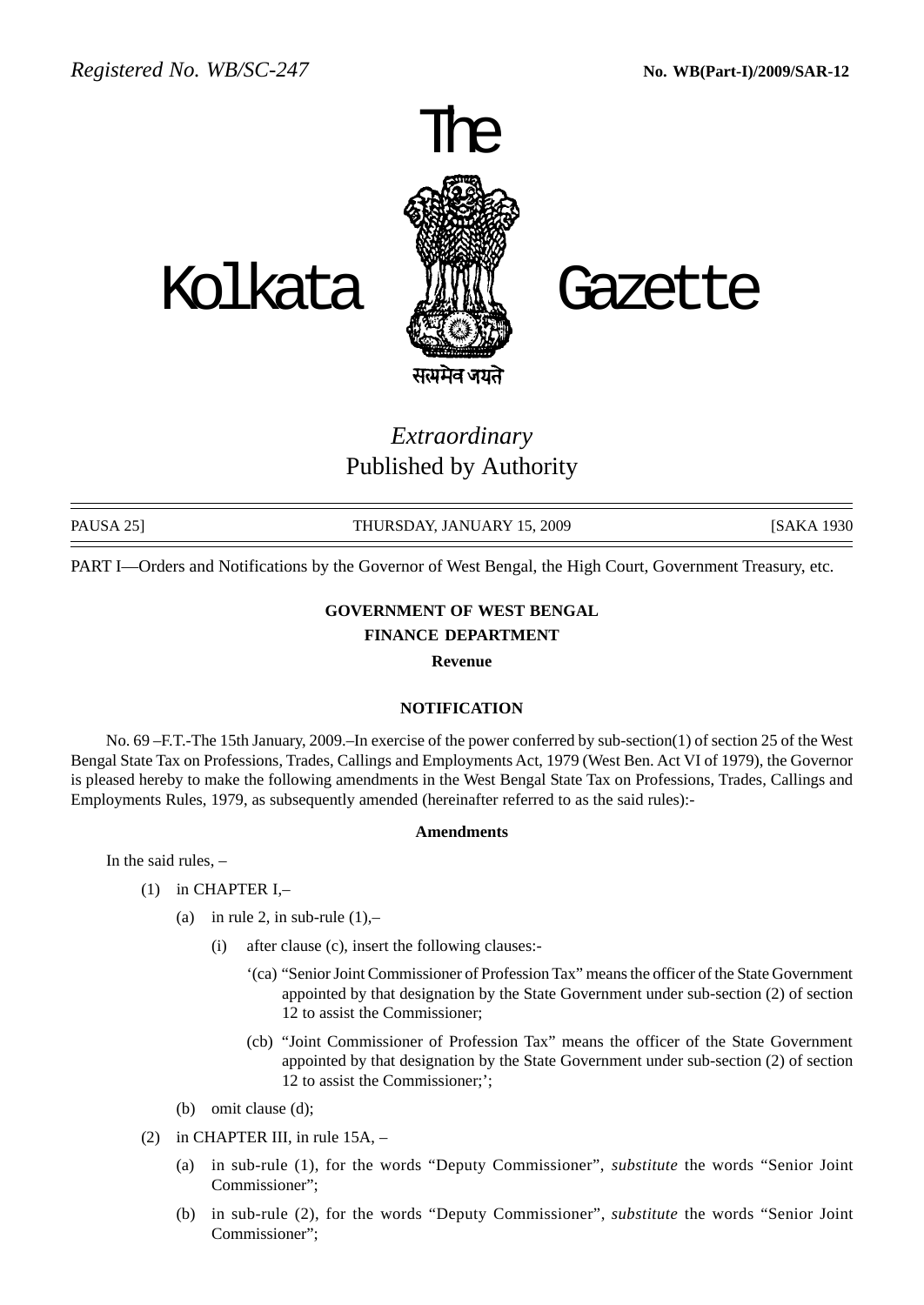Registered No. WB/SC-247 **No. WB(Part-I)/2009/SAR-12**

# The Kolkata Gazette

सत्यमेव जयते

*Extraordinary*
Published by Authority

PAUSA 25] THURSDAY, JANUARY 15, 2009 [SAKA 1930

PART I—Orders and Notifications by the Governor of West Bengal, the High Court, Government Treasury, etc.

**GOVERNMENT OF WEST BENGAL**
**FINANCE DEPARTMENT**
**Revenue**

**NOTIFICATION**

No. 69 –F.T.-The 15th January, 2009.–In exercise of the power conferred by sub-section(1) of section 25 of the West Bengal State Tax on Professions, Trades, Callings and Employments Act, 1979 (West Ben. Act VI of 1979), the Governor is pleased hereby to make the following amendments in the West Bengal State Tax on Professions, Trades, Callings and Employments Rules, 1979, as subsequently amended (hereinafter referred to as the said rules):-

**Amendments**

In the said rules, –

(1) in CHAPTER I,–

(a) in rule 2, in sub-rule (1),–

(i) after clause (c), insert the following clauses:-

'(ca) "Senior Joint Commissioner of Profession Tax" means the officer of the State Government appointed by that designation by the State Government under sub-section (2) of section 12 to assist the Commissioner;

(cb) "Joint Commissioner of Profession Tax" means the officer of the State Government appointed by that designation by the State Government under sub-section (2) of section 12 to assist the Commissioner;';

(b) omit clause (d);

(2) in CHAPTER III, in rule 15A, –

(a) in sub-rule (1), for the words "Deputy Commissioner", *substitute* the words "Senior Joint Commissioner";

(b) in sub-rule (2), for the words "Deputy Commissioner", *substitute* the words "Senior Joint Commissioner";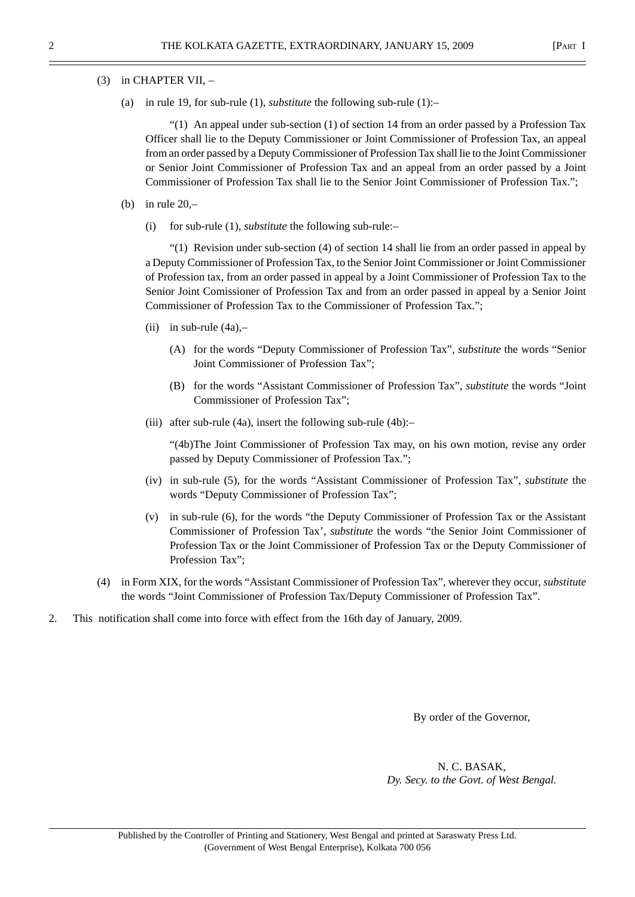(3) in CHAPTER VII, –

(a) in rule 19, for sub-rule (1), *substitute* the following sub-rule (1):–

"(1) An appeal under sub-section (1) of section 14 from an order passed by a Profession Tax Officer shall lie to the Deputy Commissioner or Joint Commissioner of Profession Tax, an appeal from an order passed by a Deputy Commissioner of Profession Tax shall lie to the Joint Commissioner or Senior Joint Commissioner of Profession Tax and an appeal from an order passed by a Joint Commissioner of Profession Tax shall lie to the Senior Joint Commissioner of Profession Tax.";

(b) in rule 20,–

(i) for sub-rule (1), *substitute* the following sub-rule:–

"(1) Revision under sub-section (4) of section 14 shall lie from an order passed in appeal by a Deputy Commissioner of Profession Tax, to the Senior Joint Commissioner or Joint Commissioner of Profession tax, from an order passed in appeal by a Joint Commissioner of Profession Tax to the Senior Joint Comissioner of Profession Tax and from an order passed in appeal by a Senior Joint Commissioner of Profession Tax to the Commissioner of Profession Tax.";

(ii) in sub-rule (4a),–

(A) for the words "Deputy Commissioner of Profession Tax", *substitute* the words "Senior Joint Commissioner of Profession Tax";

(B) for the words "Assistant Commissioner of Profession Tax", *substitute* the words "Joint Commissioner of Profession Tax";

(iii) after sub-rule (4a), insert the following sub-rule (4b):–

"(4b)The Joint Commissioner of Profession Tax may, on his own motion, revise any order passed by Deputy Commissioner of Profession Tax.";

(iv) in sub-rule (5), for the words "Assistant Commissioner of Profession Tax", *substitute* the words "Deputy Commissioner of Profession Tax";

(v) in sub-rule (6), for the words "the Deputy Commissioner of Profession Tax or the Assistant Commissioner of Profession Tax', *substitute* the words "the Senior Joint Commissioner of Profession Tax or the Joint Commissioner of Profession Tax or the Deputy Commissioner of Profession Tax";

(4) in Form XIX, for the words "Assistant Commissioner of Profession Tax", wherever they occur, *substitute* the words "Joint Commissioner of Profession Tax/Deputy Commissioner of Profession Tax".

2. This notification shall come into force with effect from the 16th day of January, 2009.

By order of the Governor,

N. C. BASAK,
*Dy. Secy. to the Govt. of West Bengal.*

Published by the Controller of Printing and Stationery, West Bengal and printed at Saraswaty Press Ltd.
(Government of West Bengal Enterprise), Kolkata 700 056